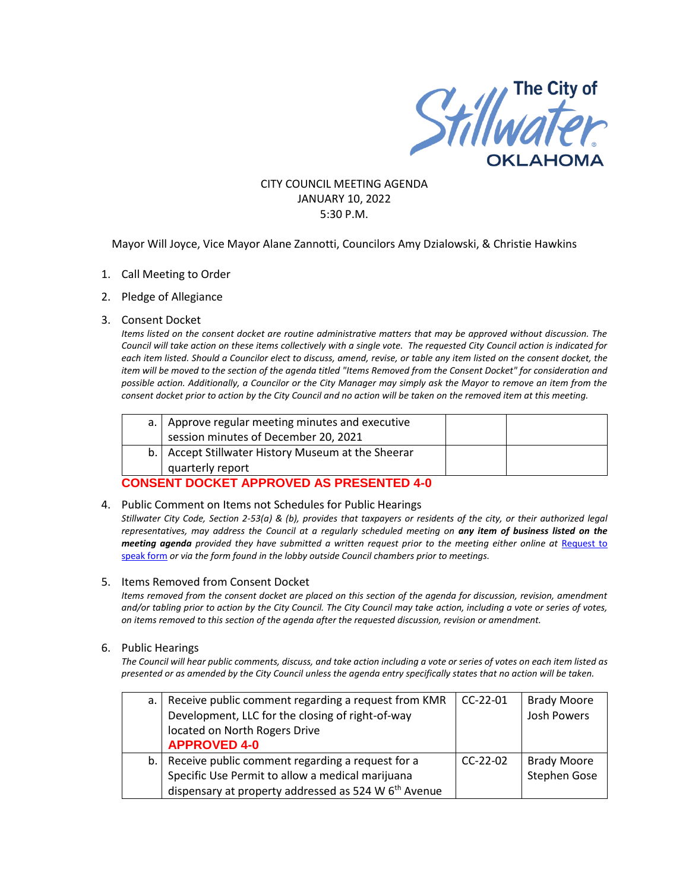The City of Stillwater OKLAHOMA

CITY COUNCIL MEETING AGENDA
JANUARY 10, 2022
5:30 P.M.

Mayor Will Joyce, Vice Mayor Alane Zannotti, Councilors Amy Dzialowski, & Christie Hawkins

1. Call Meeting to Order
2. Pledge of Allegiance
3. Consent Docket

*Items listed on the consent docket are routine administrative matters that may be approved without discussion. The Council will take action on these items collectively with a single vote. The requested City Council action is indicated for each item listed. Should a Councilor elect to discuss, amend, revise, or table any item listed on the consent docket, the item will be moved to the section of the agenda titled "Items Removed from the Consent Docket" for consideration and possible action. Additionally, a Councilor or the City Manager may simply ask the Mayor to remove an item from the consent docket prior to action by the City Council and no action will be taken on the removed item at this meeting.*

| | | | |
|---|---|---|---|
| a. | Approve regular meeting minutes and executive session minutes of December 20, 2021 | | |
| b. | Accept Stillwater History Museum at the Sheerar quarterly report | | |

**CONSENT DOCKET APPROVED AS PRESENTED 4-0**

4. Public Comment on Items not Schedules for Public Hearings

*Stillwater City Code, Section 2-53(a) & (b), provides that taxpayers or residents of the city, or their authorized legal representatives, may address the Council at a regularly scheduled meeting on **any item of business listed on the meeting agenda** provided they have submitted a written request prior to the meeting either online at Request to speak form or via the form found in the lobby outside Council chambers prior to meetings.*

5. Items Removed from Consent Docket

*Items removed from the consent docket are placed on this section of the agenda for discussion, revision, amendment and/or tabling prior to action by the City Council. The City Council may take action, including a vote or series of votes, on items removed to this section of the agenda after the requested discussion, revision or amendment.*

6. Public Hearings

*The Council will hear public comments, discuss, and take action including a vote or series of votes on each item listed as presented or as amended by the City Council unless the agenda entry specifically states that no action will be taken.*

| | | | |
|---|---|---|---|
| a. | Receive public comment regarding a request from KMR Development, LLC for the closing of right-of-way located on North Rogers Drive **APPROVED 4-0** | CC-22-01 | Brady Moore Josh Powers |
| b. | Receive public comment regarding a request for a Specific Use Permit to allow a medical marijuana dispensary at property addressed as 524 W 6th Avenue | CC-22-02 | Brady Moore Stephen Gose |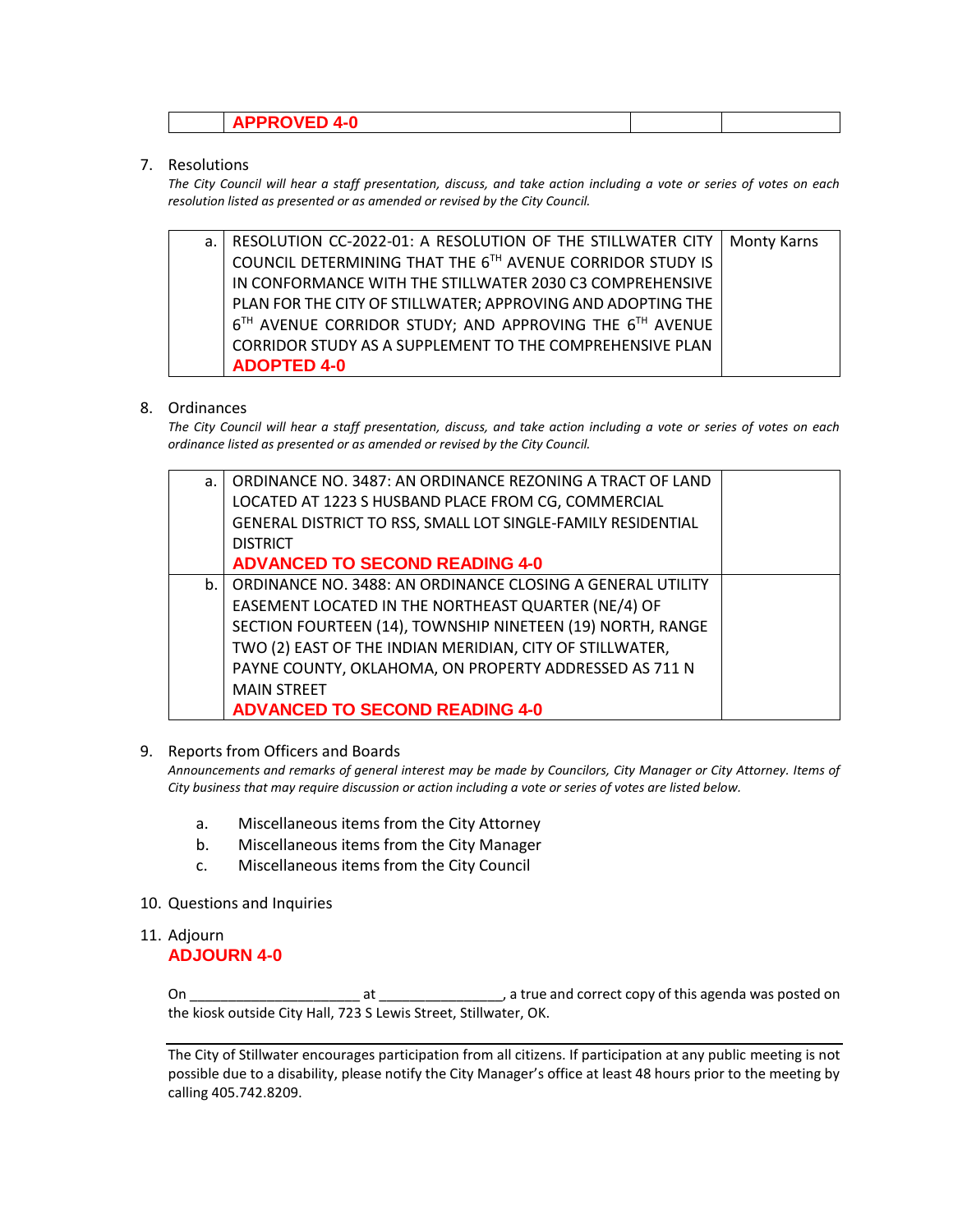| | APPROVED 4-0 | | |
|---|---|---|---|

7. Resolutions

*The City Council will hear a staff presentation, discuss, and take action including a vote or series of votes on each resolution listed as presented or as amended or revised by the City Council.*

| | | |
|---|---|---|
| a. | RESOLUTION CC-2022-01: A RESOLUTION OF THE STILLWATER CITY COUNCIL DETERMINING THAT THE 6TH AVENUE CORRIDOR STUDY IS IN CONFORMANCE WITH THE STILLWATER 2030 C3 COMPREHENSIVE PLAN FOR THE CITY OF STILLWATER; APPROVING AND ADOPTING THE 6TH AVENUE CORRIDOR STUDY; AND APPROVING THE 6TH AVENUE CORRIDOR STUDY AS A SUPPLEMENT TO THE COMPREHENSIVE PLAN **ADOPTED 4-0** | Monty Karns |

8. Ordinances

*The City Council will hear a staff presentation, discuss, and take action including a vote or series of votes on each ordinance listed as presented or as amended or revised by the City Council.*

| | | |
|---|---|---|
| a. | ORDINANCE NO. 3487: AN ORDINANCE REZONING A TRACT OF LAND LOCATED AT 1223 S HUSBAND PLACE FROM CG, COMMERCIAL GENERAL DISTRICT TO RSS, SMALL LOT SINGLE-FAMILY RESIDENTIAL DISTRICT **ADVANCED TO SECOND READING 4-0** | |
| b. | ORDINANCE NO. 3488: AN ORDINANCE CLOSING A GENERAL UTILITY EASEMENT LOCATED IN THE NORTHEAST QUARTER (NE/4) OF SECTION FOURTEEN (14), TOWNSHIP NINETEEN (19) NORTH, RANGE TWO (2) EAST OF THE INDIAN MERIDIAN, CITY OF STILLWATER, PAYNE COUNTY, OKLAHOMA, ON PROPERTY ADDRESSED AS 711 N MAIN STREET **ADVANCED TO SECOND READING 4-0** | |

9. Reports from Officers and Boards

*Announcements and remarks of general interest may be made by Councilors, City Manager or City Attorney. Items of City business that may require discussion or action including a vote or series of votes are listed below.*

   a. Miscellaneous items from the City Attorney
   b. Miscellaneous items from the City Manager
   c. Miscellaneous items from the City Council

10. Questions and Inquiries

11. Adjourn

**ADJOURN 4-0**

On ______________________ at ________________, a true and correct copy of this agenda was posted on the kiosk outside City Hall, 723 S Lewis Street, Stillwater, OK.

---

The City of Stillwater encourages participation from all citizens. If participation at any public meeting is not possible due to a disability, please notify the City Manager's office at least 48 hours prior to the meeting by calling 405.742.8209.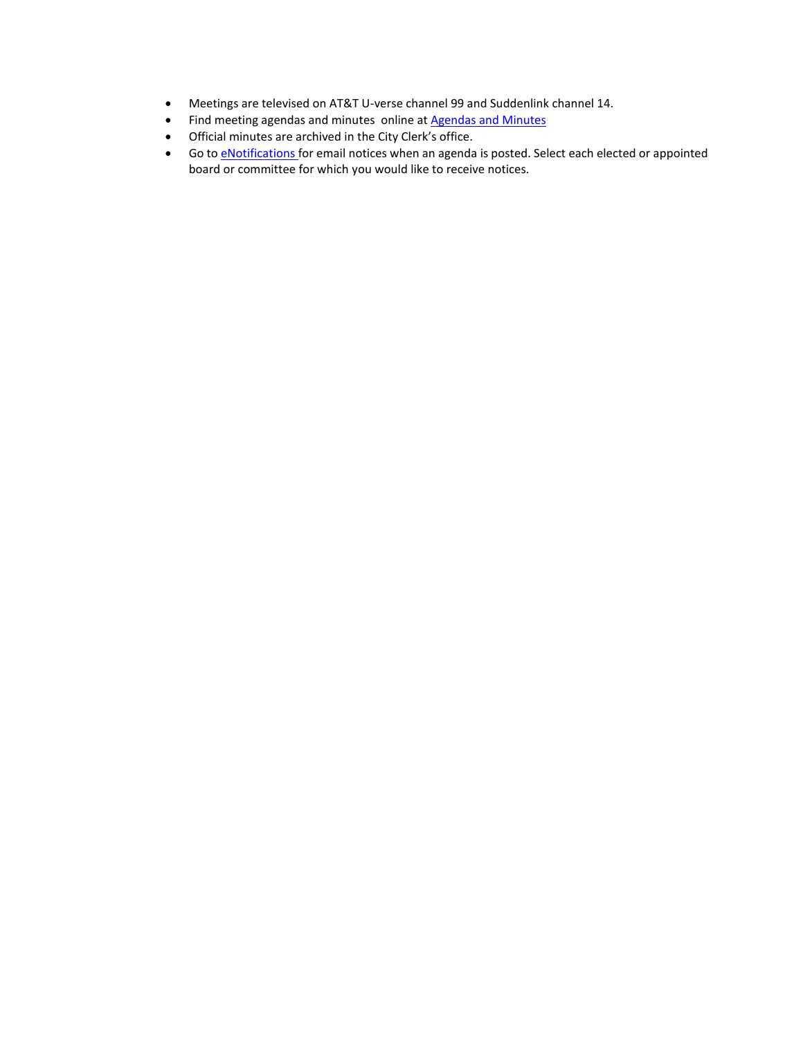- Meetings are televised on AT&T U-verse channel 99 and Suddenlink channel 14.
- Find meeting agendas and minutes online at Agendas and Minutes
- Official minutes are archived in the City Clerk's office.
- Go to eNotifications for email notices when an agenda is posted. Select each elected or appointed board or committee for which you would like to receive notices.